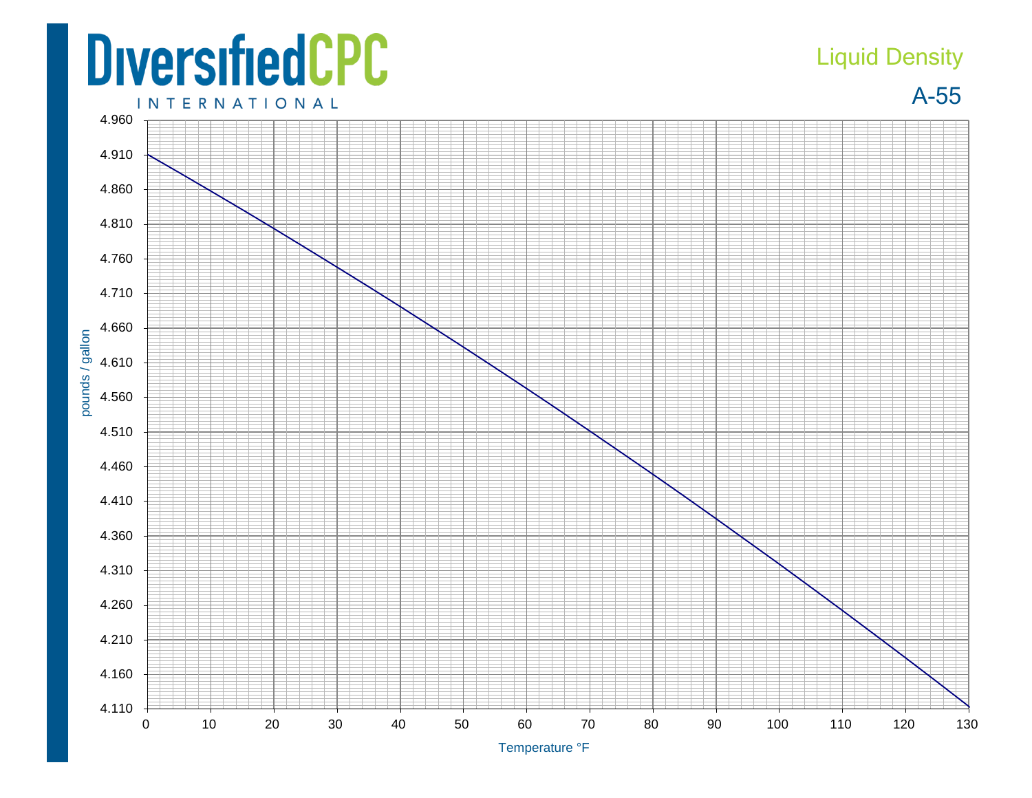# DiversifiedCPC INTERNATIONAL

## Liquid Density

## A-55

pounds / gallon

4.960
4.910
4.860
4.810
4.760
4.710
4.660
4.610
4.560
4.510
4.460
4.410
4.360
4.310
4.260
4.210
4.160
4.110

0 10 20 30 40 50 60 70 80 90 100 110 120 130

Temperature °F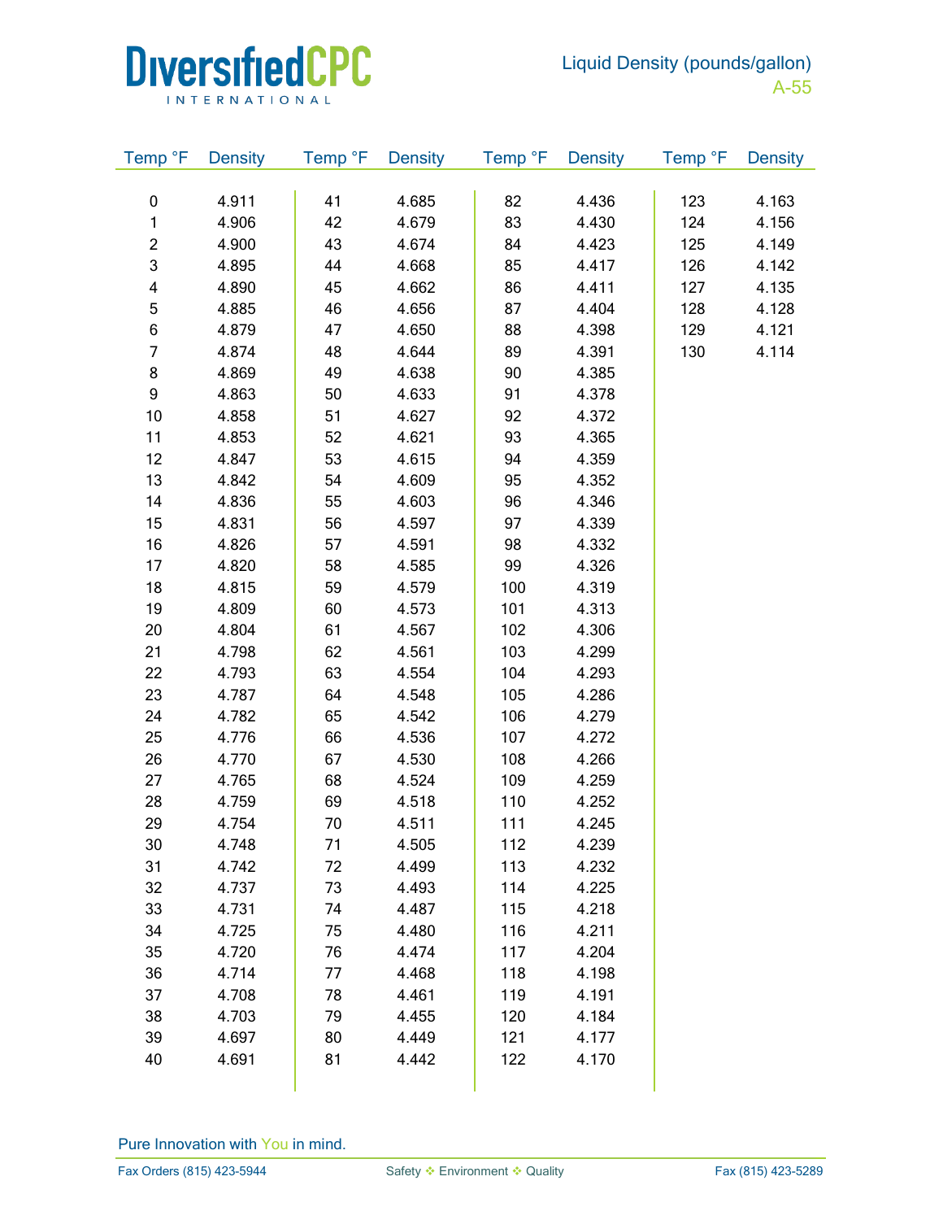DiversifiedCPC INTERNATIONAL

# Liquid Density (pounds/gallon)

## A-55

| Temp °F | Density | Temp °F | Density | Temp °F | Density | Temp °F | Density |
|---|---|---|---|---|---|---|---|
| 0 | 4.911 | 41 | 4.685 | 82 | 4.436 | 123 | 4.163 |
| 1 | 4.906 | 42 | 4.679 | 83 | 4.430 | 124 | 4.156 |
| 2 | 4.900 | 43 | 4.674 | 84 | 4.423 | 125 | 4.149 |
| 3 | 4.895 | 44 | 4.668 | 85 | 4.417 | 126 | 4.142 |
| 4 | 4.890 | 45 | 4.662 | 86 | 4.411 | 127 | 4.135 |
| 5 | 4.885 | 46 | 4.656 | 87 | 4.404 | 128 | 4.128 |
| 6 | 4.879 | 47 | 4.650 | 88 | 4.398 | 129 | 4.121 |
| 7 | 4.874 | 48 | 4.644 | 89 | 4.391 | 130 | 4.114 |
| 8 | 4.869 | 49 | 4.638 | 90 | 4.385 | | |
| 9 | 4.863 | 50 | 4.633 | 91 | 4.378 | | |
| 10 | 4.858 | 51 | 4.627 | 92 | 4.372 | | |
| 11 | 4.853 | 52 | 4.621 | 93 | 4.365 | | |
| 12 | 4.847 | 53 | 4.615 | 94 | 4.359 | | |
| 13 | 4.842 | 54 | 4.609 | 95 | 4.352 | | |
| 14 | 4.836 | 55 | 4.603 | 96 | 4.346 | | |
| 15 | 4.831 | 56 | 4.597 | 97 | 4.339 | | |
| 16 | 4.826 | 57 | 4.591 | 98 | 4.332 | | |
| 17 | 4.820 | 58 | 4.585 | 99 | 4.326 | | |
| 18 | 4.815 | 59 | 4.579 | 100 | 4.319 | | |
| 19 | 4.809 | 60 | 4.573 | 101 | 4.313 | | |
| 20 | 4.804 | 61 | 4.567 | 102 | 4.306 | | |
| 21 | 4.798 | 62 | 4.561 | 103 | 4.299 | | |
| 22 | 4.793 | 63 | 4.554 | 104 | 4.293 | | |
| 23 | 4.787 | 64 | 4.548 | 105 | 4.286 | | |
| 24 | 4.782 | 65 | 4.542 | 106 | 4.279 | | |
| 25 | 4.776 | 66 | 4.536 | 107 | 4.272 | | |
| 26 | 4.770 | 67 | 4.530 | 108 | 4.266 | | |
| 27 | 4.765 | 68 | 4.524 | 109 | 4.259 | | |
| 28 | 4.759 | 69 | 4.518 | 110 | 4.252 | | |
| 29 | 4.754 | 70 | 4.511 | 111 | 4.245 | | |
| 30 | 4.748 | 71 | 4.505 | 112 | 4.239 | | |
| 31 | 4.742 | 72 | 4.499 | 113 | 4.232 | | |
| 32 | 4.737 | 73 | 4.493 | 114 | 4.225 | | |
| 33 | 4.731 | 74 | 4.487 | 115 | 4.218 | | |
| 34 | 4.725 | 75 | 4.480 | 116 | 4.211 | | |
| 35 | 4.720 | 76 | 4.474 | 117 | 4.204 | | |
| 36 | 4.714 | 77 | 4.468 | 118 | 4.198 | | |
| 37 | 4.708 | 78 | 4.461 | 119 | 4.191 | | |
| 38 | 4.703 | 79 | 4.455 | 120 | 4.184 | | |
| 39 | 4.697 | 80 | 4.449 | 121 | 4.177 | | |
| 40 | 4.691 | 81 | 4.442 | 122 | 4.170 | | |

Pure Innovation with You in mind.

Fax Orders (815) 423-5944 | Safety ❖ Environment ❖ Quality | Fax (815) 423-5289